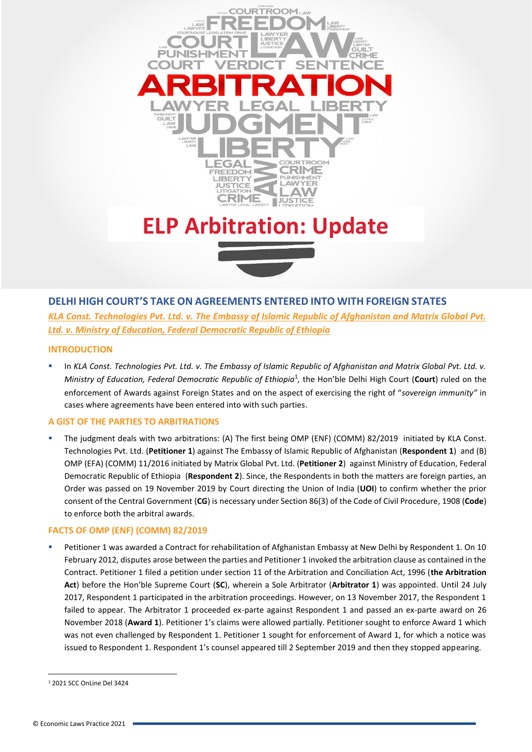# ELP Arbitration: Update

## DELHI HIGH COURT'S TAKE ON AGREEMENTS ENTERED INTO WITH FOREIGN STATES

*KLA Const. Technologies Pvt. Ltd. v. The Embassy of Islamic Republic of Afghanistan and Matrix Global Pvt. Ltd. v. Ministry of Education, Federal Democratic Republic of Ethiopia*

### INTRODUCTION

- In *KLA Const. Technologies Pvt. Ltd. v. The Embassy of Islamic Republic of Afghanistan and Matrix Global Pvt. Ltd. v. Ministry of Education, Federal Democratic Republic of Ethiopia*[1], the Hon'ble Delhi High Court (**Court**) ruled on the enforcement of Awards against Foreign States and on the aspect of exercising the right of "*sovereign immunity"* in cases where agreements have been entered into with such parties.

### A GIST OF THE PARTIES TO ARBITRATIONS

- The judgment deals with two arbitrations: (A) The first being OMP (ENF) (COMM) 82/2019 initiated by KLA Const. Technologies Pvt. Ltd. (**Petitioner 1**) against The Embassy of Islamic Republic of Afghanistan (**Respondent 1**) and (B) OMP (EFA) (COMM) 11/2016 initiated by Matrix Global Pvt. Ltd. (**Petitioner 2**) against Ministry of Education, Federal Democratic Republic of Ethiopia (**Respondent 2**). Since, the Respondents in both the matters are foreign parties, an Order was passed on 19 November 2019 by Court directing the Union of India (**UOI**) to confirm whether the prior consent of the Central Government (**CG**) is necessary under Section 86(3) of the Code of Civil Procedure, 1908 (**Code**) to enforce both the arbitral awards.

### FACTS OF OMP (ENF) (COMM) 82/2019

- Petitioner 1 was awarded a Contract for rehabilitation of Afghanistan Embassy at New Delhi by Respondent 1. On 10 February 2012, disputes arose between the parties and Petitioner 1 invoked the arbitration clause as contained in the Contract. Petitioner 1 filed a petition under section 11 of the Arbitration and Conciliation Act, 1996 (**the Arbitration Act**) before the Hon'ble Supreme Court (**SC**), wherein a Sole Arbitrator (**Arbitrator 1**) was appointed. Until 24 July 2017, Respondent 1 participated in the arbitration proceedings. However, on 13 November 2017, the Respondent 1 failed to appear. The Arbitrator 1 proceeded ex-parte against Respondent 1 and passed an ex-parte award on 26 November 2018 (**Award 1**). Petitioner 1's claims were allowed partially. Petitioner sought to enforce Award 1 which was not even challenged by Respondent 1. Petitioner 1 sought for enforcement of Award 1, for which a notice was issued to Respondent 1. Respondent 1's counsel appeared till 2 September 2019 and then they stopped appearing.

[1] 2021 SCC OnLine Del 3424

© Economic Laws Practice 2021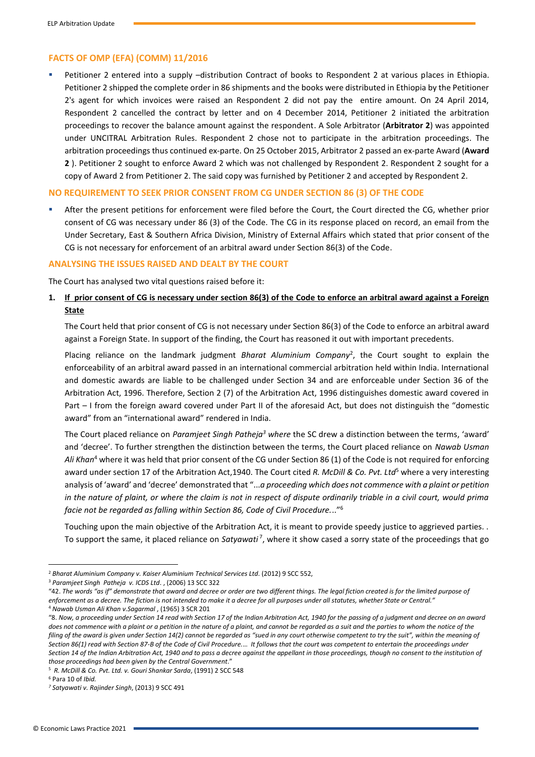## FACTS OF OMP (EFA) (COMM) 11/2016

- Petitioner 2 entered into a supply –distribution Contract of books to Respondent 2 at various places in Ethiopia. Petitioner 2 shipped the complete order in 86 shipments and the books were distributed in Ethiopia by the Petitioner 2's agent for which invoices were raised an Respondent 2 did not pay the entire amount. On 24 April 2014, Respondent 2 cancelled the contract by letter and on 4 December 2014, Petitioner 2 initiated the arbitration proceedings to recover the balance amount against the respondent. A Sole Arbitrator (**Arbitrator 2**) was appointed under UNCITRAL Arbitration Rules. Respondent 2 chose not to participate in the arbitration proceedings. The arbitration proceedings thus continued ex-parte. On 25 October 2015, Arbitrator 2 passed an ex-parte Award (**Award 2** ). Petitioner 2 sought to enforce Award 2 which was not challenged by Respondent 2. Respondent 2 sought for a copy of Award 2 from Petitioner 2. The said copy was furnished by Petitioner 2 and accepted by Respondent 2.

## NO REQUIREMENT TO SEEK PRIOR CONSENT FROM CG UNDER SECTION 86 (3) OF THE CODE

- After the present petitions for enforcement were filed before the Court, the Court directed the CG, whether prior consent of CG was necessary under 86 (3) of the Code. The CG in its response placed on record, an email from the Under Secretary, East & Southern Africa Division, Ministry of External Affairs which stated that prior consent of the CG is not necessary for enforcement of an arbitral award under Section 86(3) of the Code.

## ANALYSING THE ISSUES RAISED AND DEALT BY THE COURT

The Court has analysed two vital questions raised before it:

1. **If prior consent of CG is necessary under section 86(3) of the Code to enforce an arbitral award against a Foreign State**

   The Court held that prior consent of CG is not necessary under Section 86(3) of the Code to enforce an arbitral award against a Foreign State. In support of the finding, the Court has reasoned it out with important precedents.

   Placing reliance on the landmark judgment *Bharat Aluminium Company*[2], the Court sought to explain the enforceability of an arbitral award passed in an international commercial arbitration held within India. International and domestic awards are liable to be challenged under Section 34 and are enforceable under Section 36 of the Arbitration Act, 1996. Therefore, Section 2 (7) of the Arbitration Act, 1996 distinguishes domestic award covered in Part – I from the foreign award covered under Part II of the aforesaid Act, but does not distinguish the "domestic award" from an "international award" rendered in India.

   The Court placed reliance on *Paramjeet Singh Patheja[3] where* the SC drew a distinction between the terms, 'award' and 'decree'. To further strengthen the distinction between the terms, the Court placed reliance on *Nawab Usman Ali Khan*[4] where it was held that prior consent of the CG under Section 86 (1) of the Code is not required for enforcing award under section 17 of the Arbitration Act,1940. The Court cited *R. McDill & Co. Pvt. Ltd*[5] where a very interesting analysis of 'award' and 'decree' demonstrated that "...*a proceeding which does not commence with a plaint or petition in the nature of plaint, or where the claim is not in respect of dispute ordinarily triable in a civil court, would prima facie not be regarded as falling within Section 86, Code of Civil Procedure...*"[6]

   Touching upon the main objective of the Arbitration Act, it is meant to provide speedy justice to aggrieved parties. . To support the same, it placed reliance on *Satyawati*[7], where it show cased a sorry state of the proceedings that go

---

[2] *Bharat Aluminium Company v. Kaiser Aluminium Technical Services Ltd*. (2012) 9 SCC 552,

[3] *Paramjeet Singh Patheja v. ICDS Ltd*. , (2006) 13 SCC 322

"42. *The words "as if" demonstrate that award and decree or order are two different things. The legal fiction created is for the limited purpose of enforcement as a decree. The fiction is not intended to make it a decree for all purposes under all statutes, whether State or Central."*

[4] *Nawab Usman Ali Khan v.Sagarmal* , (1965) 3 SCR 201

"8. *Now, a proceeding under Section 14 read with Section 17 of the Indian Arbitration Act, 1940 for the passing of a judgment and decree on an award does not commence with a plaint or a petition in the nature of a plaint, and cannot be regarded as a suit and the parties to whom the notice of the filing of the award is given under Section 14(2) cannot be regarded as "sued in any court otherwise competent to try the suit", within the meaning of Section 86(1) read with Section 87-B of the Code of Civil Procedure.... It follows that the court was competent to entertain the proceedings under Section 14 of the Indian Arbitration Act, 1940 and to pass a decree against the appellant in those proceedings, though no consent to the institution of those proceedings had been given by the Central Government*."

[5] *R. McDill & Co. Pvt. Ltd. v. Gouri Shankar Sarda*, (1991) 2 SCC 548

[6] Para 10 of *Ibid.*

[7] *Satyawati v. Rajinder Singh*, (2013) 9 SCC 491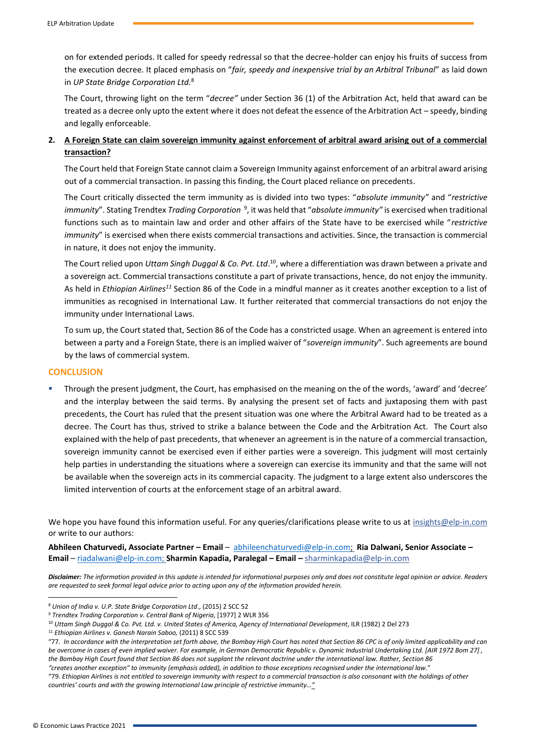on for extended periods. It called for speedy redressal so that the decree-holder can enjoy his fruits of success from the execution decree. It placed emphasis on "*fair, speedy and inexpensive trial by an Arbitral Tribunal*" as laid down in *UP State Bridge Corporation Ltd.*[8]

The Court, throwing light on the term "*decree"* under Section 36 (1) of the Arbitration Act, held that award can be treated as a decree only upto the extent where it does not defeat the essence of the Arbitration Act – speedy, binding and legally enforceable.

**2. A Foreign State can claim sovereign immunity against enforcement of arbitral award arising out of a commercial transaction?**

The Court held that Foreign State cannot claim a Sovereign Immunity against enforcement of an arbitral award arising out of a commercial transaction. In passing this finding, the Court placed reliance on precedents.

The Court critically dissected the term immunity as is divided into two types: "*absolute immunity"* and "*restrictive immunity*". Stating Trendtex *Trading Corporation* [9], it was held that "*absolute immunity"* is exercised when traditional functions such as to maintain law and order and other affairs of the State have to be exercised while "*restrictive immunity*" is exercised when there exists commercial transactions and activities. Since, the transaction is commercial in nature, it does not enjoy the immunity.

The Court relied upon *Uttam Singh Duggal & Co. Pvt. Ltd*.[10], where a differentiation was drawn between a private and a sovereign act. Commercial transactions constitute a part of private transactions, hence, do not enjoy the immunity. As held in *Ethiopian Airlines*[11] Section 86 of the Code in a mindful manner as it creates another exception to a list of immunities as recognised in International Law. It further reiterated that commercial transactions do not enjoy the immunity under International Laws.

To sum up, the Court stated that, Section 86 of the Code has a constricted usage. When an agreement is entered into between a party and a Foreign State, there is an implied waiver of "*sovereign immunity*". Such agreements are bound by the laws of commercial system.

## CONCLUSION

- Through the present judgment, the Court, has emphasised on the meaning on the of the words, 'award' and 'decree' and the interplay between the said terms. By analysing the present set of facts and juxtaposing them with past precedents, the Court has ruled that the present situation was one where the Arbitral Award had to be treated as a decree. The Court has thus, strived to strike a balance between the Code and the Arbitration Act. The Court also explained with the help of past precedents, that whenever an agreement is in the nature of a commercial transaction, sovereign immunity cannot be exercised even if either parties were a sovereign. This judgment will most certainly help parties in understanding the situations where a sovereign can exercise its immunity and that the same will not be available when the sovereign acts in its commercial capacity. The judgment to a large extent also underscores the limited intervention of courts at the enforcement stage of an arbitral award.

We hope you have found this information useful. For any queries/clarifications please write to us at insights@elp-in.com or write to our authors:

**Abhileen Chaturvedi, Associate Partner – Email** – abhileenchaturvedi@elp-in.com; **Ria Dalwani, Senior Associate – Email** – riadalwani@elp-in.com; **Sharmin Kapadia, Paralegal – Email –** sharminkapadia@elp-in.com

***Disclaimer:*** *The information provided in this update is intended for informational purposes only and does not constitute legal opinion or advice. Readers are requested to seek formal legal advice prior to acting upon any of the information provided herein.*

---

[8] *Union of India v. U.P. State Bridge Corporation Ltd*., (2015) 2 SCC 52

[9] *Trendtex Trading Corporation v. Central Bank of Nigeria*, [1977] 2 WLR 356

[10] *Uttam Singh Duggal & Co. Pvt. Ltd. v. United States of America, Agency of International Development*, ILR (1982) 2 Del 273

[11] *Ethiopian Airlines v. Ganesh Narain Saboo,* (2011) 8 SCC 539

"77. *In accordance with the interpretation set forth above, the Bombay High Court has noted that Section 86 CPC is of only limited applicability and can be overcome in cases of even implied waiver. For example, in German Democratic Republic v. Dynamic Industrial Undertaking Ltd. [AIR 1972 Bom 27] , the Bombay High Court found that Section 86 does not supplant the relevant doctrine under the international law. Rather, Section 86 "creates another exception" to immunity (emphasis added), in addition to those exceptions recognised under the international law.*"

"79. *Ethiopian Airlines is not entitled to sovereign immunity with respect to a commercial transaction is also consonant with the holdings of other countries' courts and with the growing International Law principle of restrictive immunity…"*